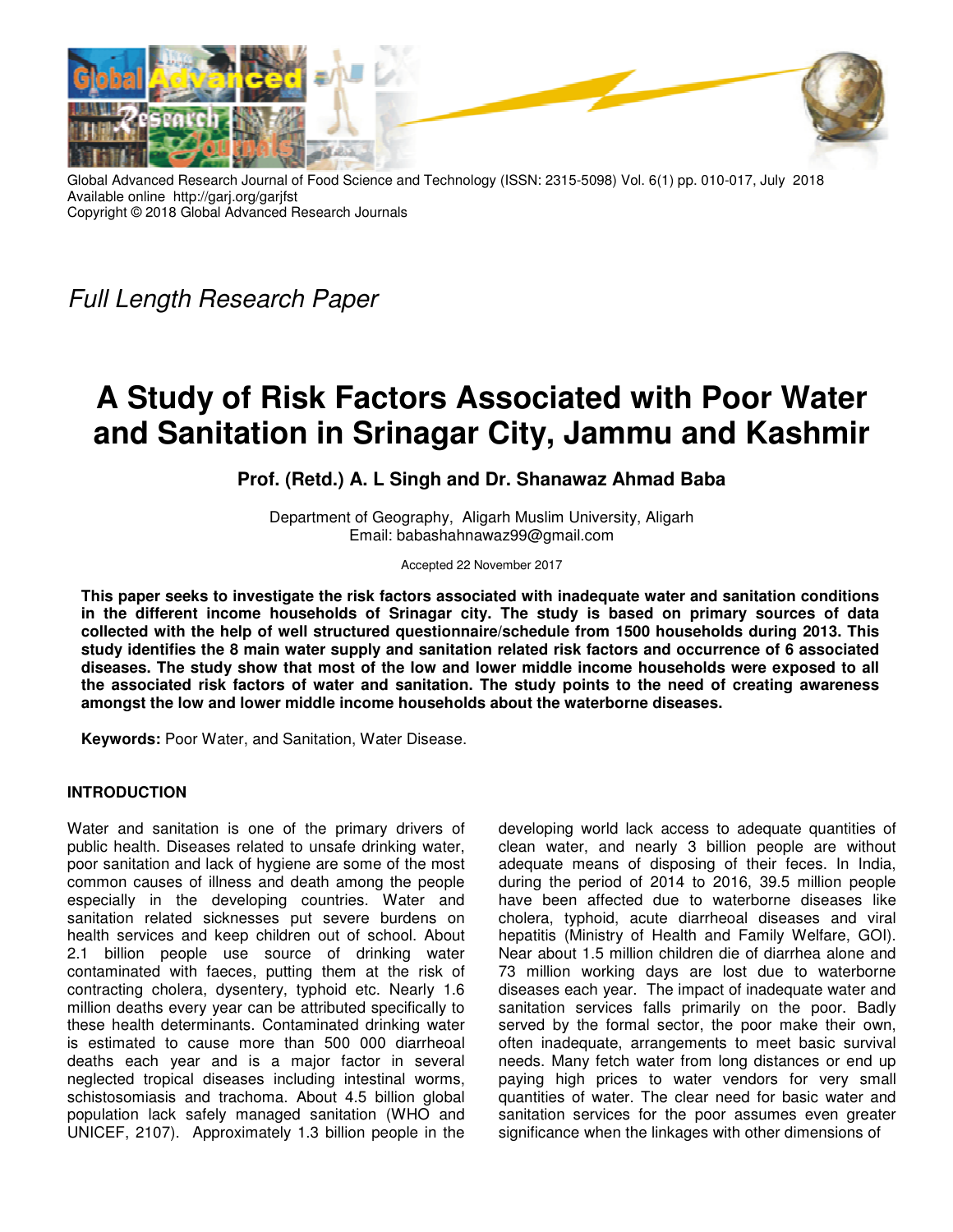*Full Length Research Paper*

# A Study of Risk Factors Associated with Poor Water and Sanitation in Srinagar City, Jammu and Kashmir

**Prof. (Retd.) A. L Singh and Dr. Shanawaz Ahmad Baba**

Department of Geography, Aligarh Muslim University, Aligarh
Email: babashahnawaz99@gmail.com

Accepted 22 November 2017

**This paper seeks to investigate the risk factors associated with inadequate water and sanitation conditions in the different income households of Srinagar city. The study is based on primary sources of data collected with the help of well structured questionnaire/schedule from 1500 households during 2013. This study identifies the 8 main water supply and sanitation related risk factors and occurrence of 6 associated diseases. The study show that most of the low and lower middle income households were exposed to all the associated risk factors of water and sanitation. The study points to the need of creating awareness amongst the low and lower middle income households about the waterborne diseases.**

**Keywords:** Poor Water, and Sanitation, Water Disease.

## INTRODUCTION

Water and sanitation is one of the primary drivers of public health. Diseases related to unsafe drinking water, poor sanitation and lack of hygiene are some of the most common causes of illness and death among the people especially in the developing countries. Water and sanitation related sicknesses put severe burdens on health services and keep children out of school. About 2.1 billion people use source of drinking water contaminated with faeces, putting them at the risk of contracting cholera, dysentery, typhoid etc. Nearly 1.6 million deaths every year can be attributed specifically to these health determinants. Contaminated drinking water is estimated to cause more than 500 000 diarrheoal deaths each year and is a major factor in several neglected tropical diseases including intestinal worms, schistosomiasis and trachoma. About 4.5 billion global population lack safely managed sanitation (WHO and UNICEF, 2107). Approximately 1.3 billion people in the developing world lack access to adequate quantities of clean water, and nearly 3 billion people are without adequate means of disposing of their feces. In India, during the period of 2014 to 2016, 39.5 million people have been affected due to waterborne diseases like cholera, typhoid, acute diarrheoal diseases and viral hepatitis (Ministry of Health and Family Welfare, GOI). Near about 1.5 million children die of diarrhea alone and 73 million working days are lost due to waterborne diseases each year. The impact of inadequate water and sanitation services falls primarily on the poor. Badly served by the formal sector, the poor make their own, often inadequate, arrangements to meet basic survival needs. Many fetch water from long distances or end up paying high prices to water vendors for very small quantities of water. The clear need for basic water and sanitation services for the poor assumes even greater significance when the linkages with other dimensions of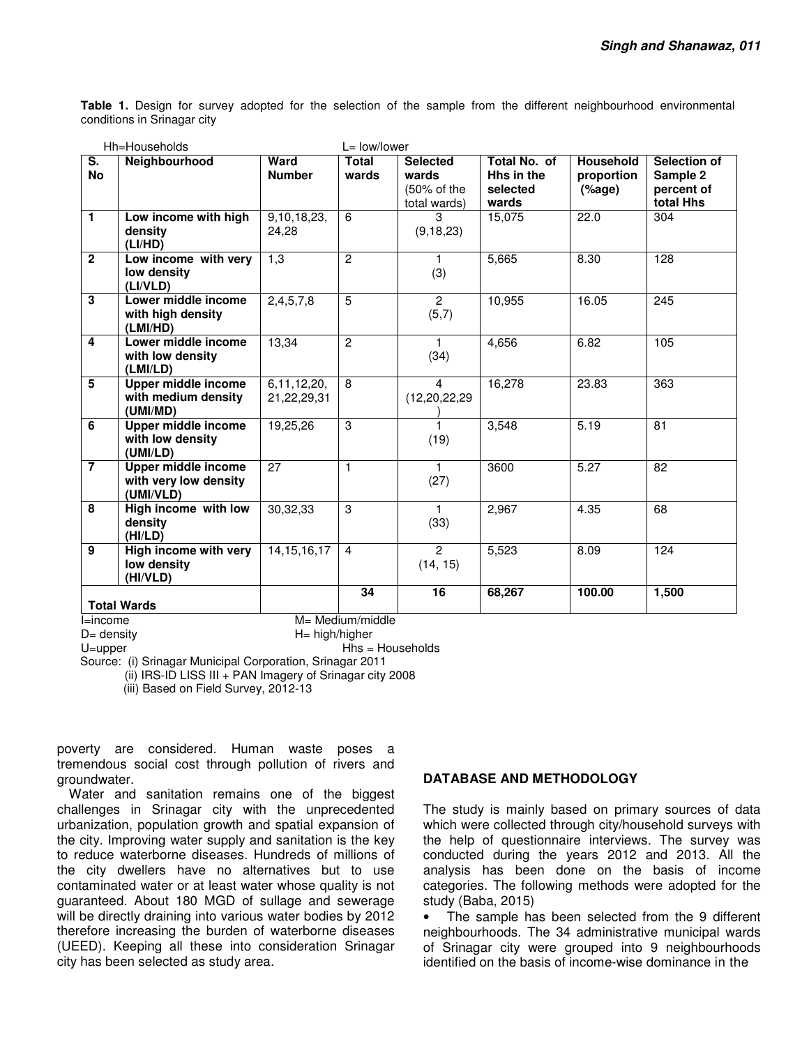**Table 1.** Design for survey adopted for the selection of the sample from the different neighbourhood environmental conditions in Srinagar city

Hh=Households L= low/lower

| S. No | Neighbourhood | Ward Number | Total wards | Selected wards (50% of the total wards) | Total No. of Hhs in the selected wards | Household proportion (%age) | Selection of Sample 2 percent of total Hhs |
|---|---|---|---|---|---|---|---|
| 1 | **Low income with high density (LI/HD)** | 9,10,18,23, 24,28 | 6 | 3 (9,18,23) | 15,075 | 22.0 | 304 |
| 2 | **Low income with very low density (LI/VLD)** | 1,3 | 2 | 1 (3) | 5,665 | 8.30 | 128 |
| 3 | **Lower middle income with high density (LMI/HD)** | 2,4,5,7,8 | 5 | 2 (5,7) | 10,955 | 16.05 | 245 |
| 4 | **Lower middle income with low density (LMI/LD)** | 13,34 | 2 | 1 (34) | 4,656 | 6.82 | 105 |
| 5 | **Upper middle income with medium density (UMI/MD)** | 6,11,12,20, 21,22,29,31 | 8 | 4 (12,20,22,29) | 16,278 | 23.83 | 363 |
| 6 | **Upper middle income with low density (UMI/LD)** | 19,25,26 | 3 | 1 (19) | 3,548 | 5.19 | 81 |
| 7 | **Upper middle income with very low density (UMI/VLD)** | 27 | 1 | 1 (27) | 3600 | 5.27 | 82 |
| 8 | **High income with low density (HI/LD)** | 30,32,33 | 3 | 1 (33) | 2,967 | 4.35 | 68 |
| 9 | **High income with very low density (HI/VLD)** | 14,15,16,17 | 4 | 2 (14, 15) | 5,523 | 8.09 | 124 |
| **Total Wards** | | | **34** | **16** | **68,267** | **100.00** | **1,500** |

I=income M= Medium/middle
D= density H= high/higher
U=upper Hhs = Households

Source: (i) Srinagar Municipal Corporation, Srinagar 2011
(ii) IRS-ID LISS III + PAN Imagery of Srinagar city 2008
(iii) Based on Field Survey, 2012-13

poverty are considered. Human waste poses a tremendous social cost through pollution of rivers and groundwater.

Water and sanitation remains one of the biggest challenges in Srinagar city with the unprecedented urbanization, population growth and spatial expansion of the city. Improving water supply and sanitation is the key to reduce waterborne diseases. Hundreds of millions of the city dwellers have no alternatives but to use contaminated water or at least water whose quality is not guaranteed. About 180 MGD of sullage and sewerage will be directly draining into various water bodies by 2012 therefore increasing the burden of waterborne diseases (UEED). Keeping all these into consideration Srinagar city has been selected as study area.

## DATABASE AND METHODOLOGY

The study is mainly based on primary sources of data which were collected through city/household surveys with the help of questionnaire interviews. The survey was conducted during the years 2012 and 2013. All the analysis has been done on the basis of income categories. The following methods were adopted for the study (Baba, 2015)

- The sample has been selected from the 9 different neighbourhoods. The 34 administrative municipal wards of Srinagar city were grouped into 9 neighbourhoods identified on the basis of income-wise dominance in the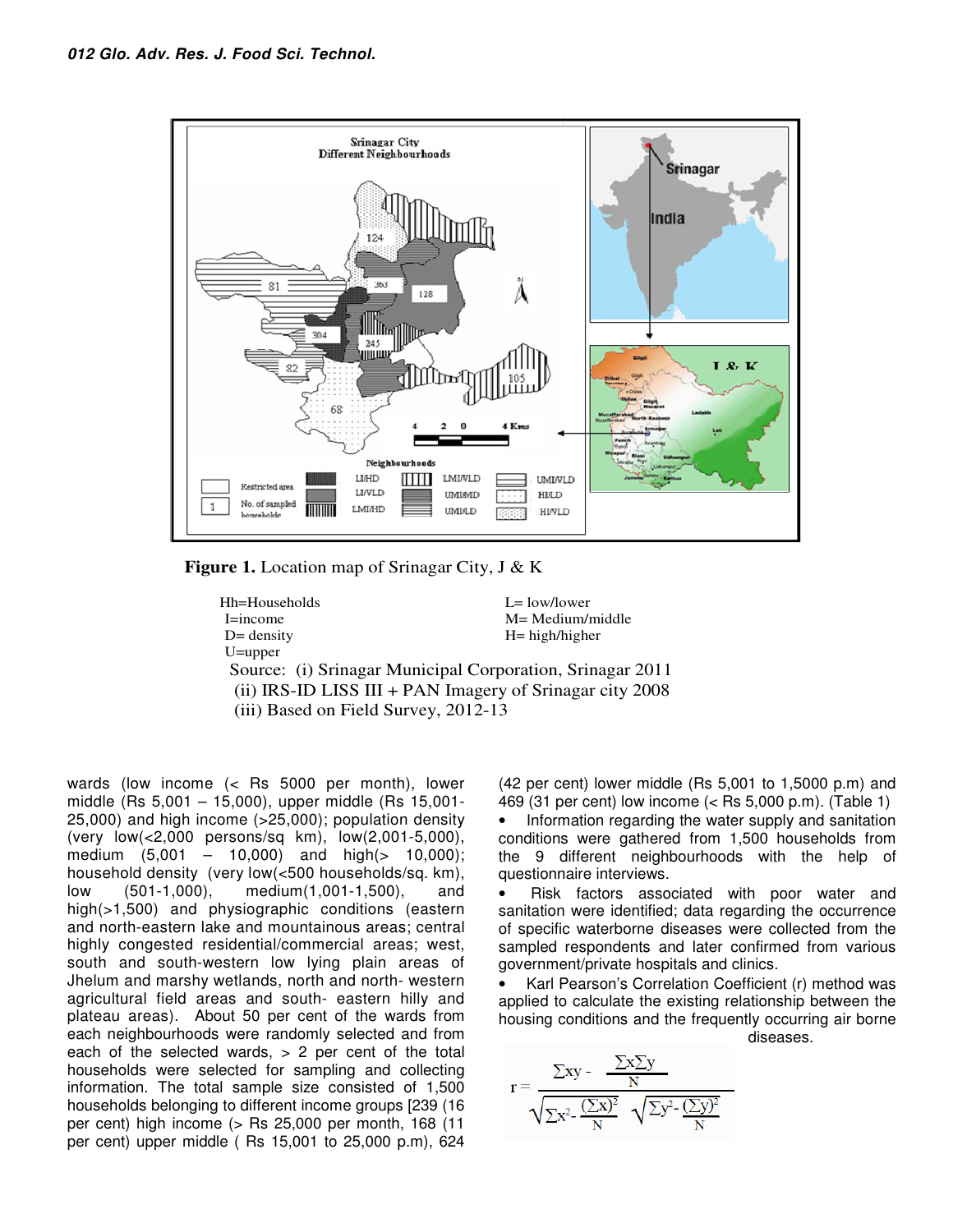**Figure 1.** Location map of Srinagar City, J & K

Hh=Households
I=income
D= density
U=upper

L= low/lower
M= Medium/middle
H= high/higher

Source: (i) Srinagar Municipal Corporation, Srinagar 2011
(ii) IRS-ID LISS III + PAN Imagery of Srinagar city 2008
(iii) Based on Field Survey, 2012-13

wards (low income (< Rs 5000 per month), lower middle (Rs 5,001 – 15,000), upper middle (Rs 15,001-25,000) and high income (>25,000); population density (very low(<2,000 persons/sq km), low(2,001-5,000), medium (5,001 – 10,000) and high(> 10,000); household density (very low(<500 households/sq. km), low (501-1,000), medium(1,001-1,500), and high(>1,500) and physiographic conditions (eastern and north-eastern lake and mountainous areas; central highly congested residential/commercial areas; west, south and south-western low lying plain areas of Jhelum and marshy wetlands, north and north- western agricultural field areas and south- eastern hilly and plateau areas). About 50 per cent of the wards from each neighbourhoods were randomly selected and from each of the selected wards, > 2 per cent of the total households were selected for sampling and collecting information. The total sample size consisted of 1,500 households belonging to different income groups [239 (16 per cent) high income (> Rs 25,000 per month, 168 (11 per cent) upper middle ( Rs 15,001 to 25,000 p.m), 624 (42 per cent) lower middle (Rs 5,001 to 1,5000 p.m) and 469 (31 per cent) low income (< Rs 5,000 p.m). (Table 1)

- Information regarding the water supply and sanitation conditions were gathered from 1,500 households from the 9 different neighbourhoods with the help of questionnaire interviews.
- Risk factors associated with poor water and sanitation were identified; data regarding the occurrence of specific waterborne diseases were collected from the sampled respondents and later confirmed from various government/private hospitals and clinics.
- Karl Pearson's Correlation Coefficient (r) method was applied to calculate the existing relationship between the housing conditions and the frequently occurring air borne diseases.

$$r = \frac{\sum xy - \frac{\sum x \sum y}{N}}{\sqrt{\sum x^2 - \frac{(\sum x)^2}{N}}\sqrt{\sum y^2 - \frac{(\sum y)^2}{N}}}$$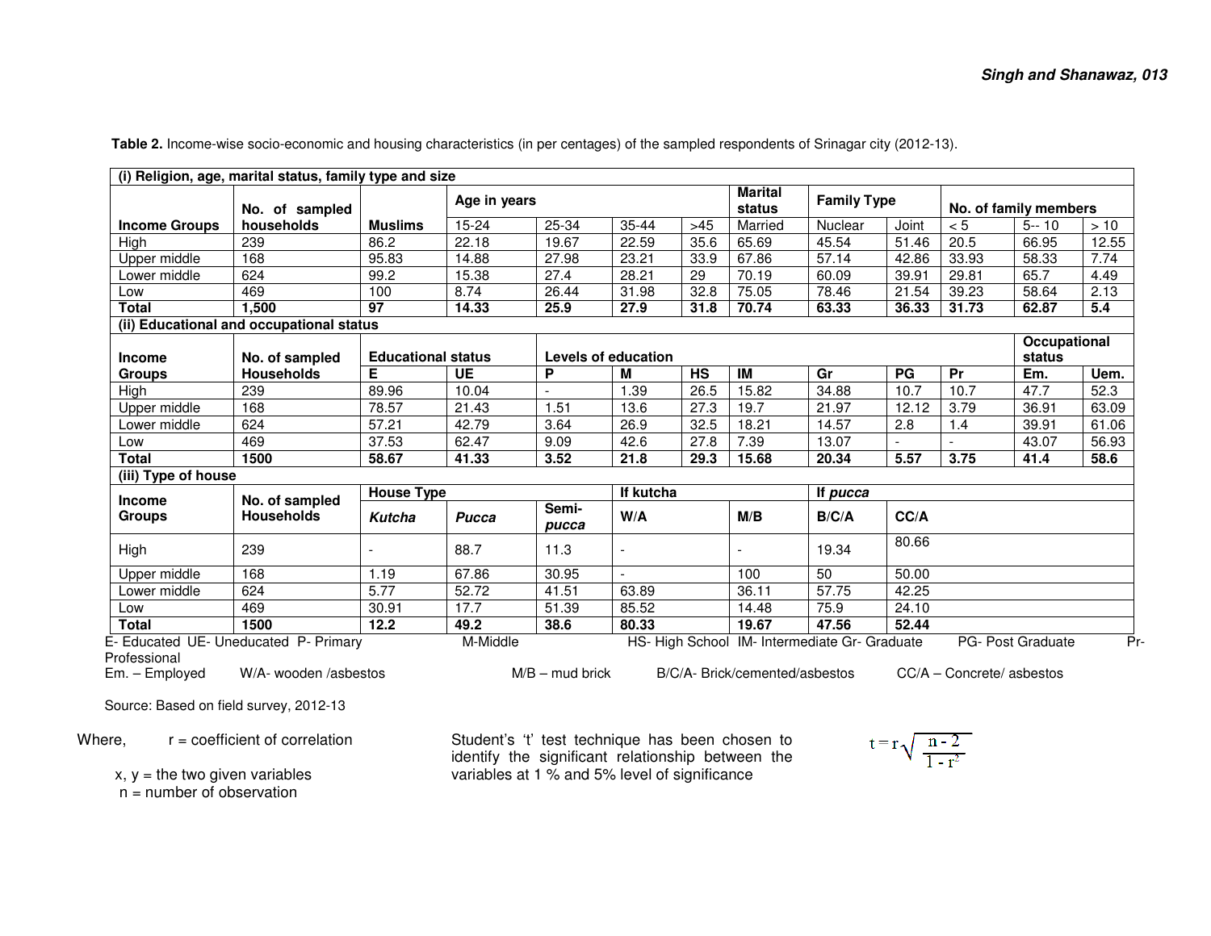**Table 2.** Income-wise socio-economic and housing characteristics (in per centages) of the sampled respondents of Srinagar city (2012-13).

**(i) Religion, age, marital status, family type and size**

| Income Groups | No. of sampled households | Muslims | Age in years | | | | Marital status | Family Type | | No. of family members | | |
|---|---|---|---|---|---|---|---|---|---|---|---|---|
| | | | 15-24 | 25-34 | 35-44 | >45 | Married | Nuclear | Joint | < 5 | 5-- 10 | > 10 |
| High | 239 | 86.2 | 22.18 | 19.67 | 22.59 | 35.6 | 65.69 | 45.54 | 51.46 | 20.5 | 66.95 | 12.55 |
| Upper middle | 168 | 95.83 | 14.88 | 27.98 | 23.21 | 33.9 | 67.86 | 57.14 | 42.86 | 33.93 | 58.33 | 7.74 |
| Lower middle | 624 | 99.2 | 15.38 | 27.4 | 28.21 | 29 | 70.19 | 60.09 | 39.91 | 29.81 | 65.7 | 4.49 |
| Low | 469 | 100 | 8.74 | 26.44 | 31.98 | 32.8 | 75.05 | 78.46 | 21.54 | 39.23 | 58.64 | 2.13 |
| **Total** | **1,500** | **97** | **14.33** | **25.9** | **27.9** | **31.8** | **70.74** | **63.33** | **36.33** | **31.73** | **62.87** | **5.4** |

**(ii) Educational and occupational status**

| Income Groups | No. of sampled Households | Educational status | | Levels of education | | | | | | | Occupational status | |
|---|---|---|---|---|---|---|---|---|---|---|---|---|
| | | E | UE | P | M | HS | IM | Gr | PG | Pr | Em. | Uem. |
| High | 239 | 89.96 | 10.04 | - | 1.39 | 26.5 | 15.82 | 34.88 | 10.7 | 10.7 | 47.7 | 52.3 |
| Upper middle | 168 | 78.57 | 21.43 | 1.51 | 13.6 | 27.3 | 19.7 | 21.97 | 12.12 | 3.79 | 36.91 | 63.09 |
| Lower middle | 624 | 57.21 | 42.79 | 3.64 | 26.9 | 32.5 | 18.21 | 14.57 | 2.8 | 1.4 | 39.91 | 61.06 |
| Low | 469 | 37.53 | 62.47 | 9.09 | 42.6 | 27.8 | 7.39 | 13.07 | - | - | 43.07 | 56.93 |
| **Total** | **1500** | **58.67** | **41.33** | **3.52** | **21.8** | **29.3** | **15.68** | **20.34** | **5.57** | **3.75** | **41.4** | **58.6** |

**(iii) Type of house**

| Income Groups | No. of sampled Households | House Type | | | If kutcha | | If *pucca* | |
|---|---|---|---|---|---|---|---|---|
| | | *Kutcha* | *Pucca* | Semi-*pucca* | W/A | M/B | B/C/A | CC/A |
| High | 239 | - | 88.7 | 11.3 | - | - | 19.34 | 80.66 |
| Upper middle | 168 | 1.19 | 67.86 | 30.95 | - | 100 | 50 | 50.00 |
| Lower middle | 624 | 5.77 | 52.72 | 41.51 | 63.89 | 36.11 | 57.75 | 42.25 |
| Low | 469 | 30.91 | 17.7 | 51.39 | 85.52 | 14.48 | 75.9 | 24.10 |
| **Total** | **1500** | **12.2** | **49.2** | **38.6** | **80.33** | **19.67** | **47.56** | **52.44** |

E- Educated UE- Uneducated P- Primary M-Middle HS- High School IM- Intermediate Gr- Graduate PG- Post Graduate Pr-Professional
Em. – Employed W/A- wooden /asbestos M/B – mud brick B/C/A- Brick/cemented/asbestos CC/A – Concrete/ asbestos

Source: Based on field survey, 2012-13

Where, r = coefficient of correlation

x, y = the two given variables
n = number of observation

Student's 't' test technique has been chosen to identify the significant relationship between the variables at 1 % and 5% level of significance

$$t = r\sqrt{\frac{n-2}{1-r^2}}$$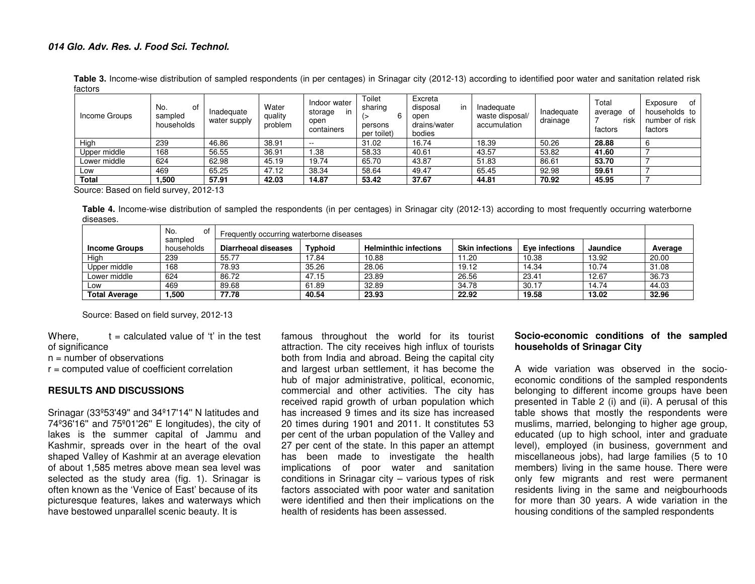**Table 3.** Income-wise distribution of sampled respondents (in per centages) in Srinagar city (2012-13) according to identified poor water and sanitation related risk factors

| Income Groups | No. of sampled households | Inadequate water supply | Water quality problem | Indoor water storage in open containers | Toilet sharing (> 6 persons per toilet) | Excreta disposal in open drains/water bodies | Inadequate waste disposal/ accumulation | Inadequate drainage | Total average of 7 risk factors | Exposure of households to number of risk factors |
|---|---|---|---|---|---|---|---|---|---|---|
| High | 239 | 46.86 | 38.91 | -- | 31.02 | 16.74 | 18.39 | 50.26 | **28.88** | 6 |
| Upper middle | 168 | 56.55 | 36.91 | 1.38 | 58.33 | 40.61 | 43.57 | 53.82 | **41.60** | 7 |
| Lower middle | 624 | 62.98 | 45.19 | 19.74 | 65.70 | 43.87 | 51.83 | 86.61 | **53.70** | 7 |
| Low | 469 | 65.25 | 47.12 | 38.34 | 58.64 | 49.47 | 65.45 | 92.98 | **59.61** | 7 |
| **Total** | **1,500** | **57.91** | **42.03** | **14.87** | **53.42** | **37.67** | **44.81** | **70.92** | **45.95** | 7 |

Source: Based on field survey, 2012-13

**Table 4.** Income-wise distribution of sampled the respondents (in per centages) in Srinagar city (2012-13) according to most frequently occurring waterborne diseases.

| | No. of sampled households | Frequently occurring waterborne diseases | | | | | | |
|---|---|---|---|---|---|---|---|---|
| **Income Groups** | | **Diarrheal diseases** | **Typhoid** | **Helminthic infections** | **Skin infections** | **Eye infections** | **Jaundice** | **Average** |
| High | 239 | 55.77 | 17.84 | 10.88 | 11.20 | 10.38 | 13.92 | 20.00 |
| Upper middle | 168 | 78.93 | 35.26 | 28.06 | 19.12 | 14.34 | 10.74 | 31.08 |
| Lower middle | 624 | 86.72 | 47.15 | 23.89 | 26.56 | 23.41 | 12.67 | 36.73 |
| Low | 469 | 89.68 | 61.89 | 32.89 | 34.78 | 30.17 | 14.74 | 44.03 |
| **Total Average** | **1,500** | **77.78** | **40.54** | **23.93** | **22.92** | **19.58** | **13.02** | **32.96** |

Source: Based on field survey, 2012-13

Where, $t$ = calculated value of 't' in the test of significance
$n$ = number of observations
$r$ = computed value of coefficient correlation

## RESULTS AND DISCUSSIONS

Srinagar (33º53'49'' and 34º17'14'' N latitudes and 74º36'16'' and 75º01'26'' E longitudes), the city of lakes is the summer capital of Jammu and Kashmir, spreads over in the heart of the oval shaped Valley of Kashmir at an average elevation of about 1,585 metres above mean sea level was selected as the study area (fig. 1). Srinagar is often known as the 'Venice of East' because of its picturesque features, lakes and waterways which have bestowed unparallel scenic beauty. It is famous throughout the world for its tourist attraction. The city receives high influx of tourists both from India and abroad. Being the capital city and largest urban settlement, it has become the hub of major administrative, political, economic, commercial and other activities. The city has received rapid growth of urban population which has increased 9 times and its size has increased 20 times during 1901 and 2011. It constitutes 53 per cent of the urban population of the Valley and 27 per cent of the state. In this paper an attempt has been made to investigate the health implications of poor water and sanitation conditions in Srinagar city – various types of risk factors associated with poor water and sanitation were identified and then their implications on the health of residents has been assessed.

### Socio-economic conditions of the sampled households of Srinagar City

A wide variation was observed in the socio-economic conditions of the sampled respondents belonging to different income groups have been presented in Table 2 (i) and (ii). A perusal of this table shows that mostly the respondents were muslims, married, belonging to higher age group, educated (up to high school, inter and graduate level), employed (in business, government and miscellaneous jobs), had large families (5 to 10 members) living in the same house. There were only few migrants and rest were permanent residents living in the same and neigbourhoods for more than 30 years. A wide variation in the housing conditions of the sampled respondents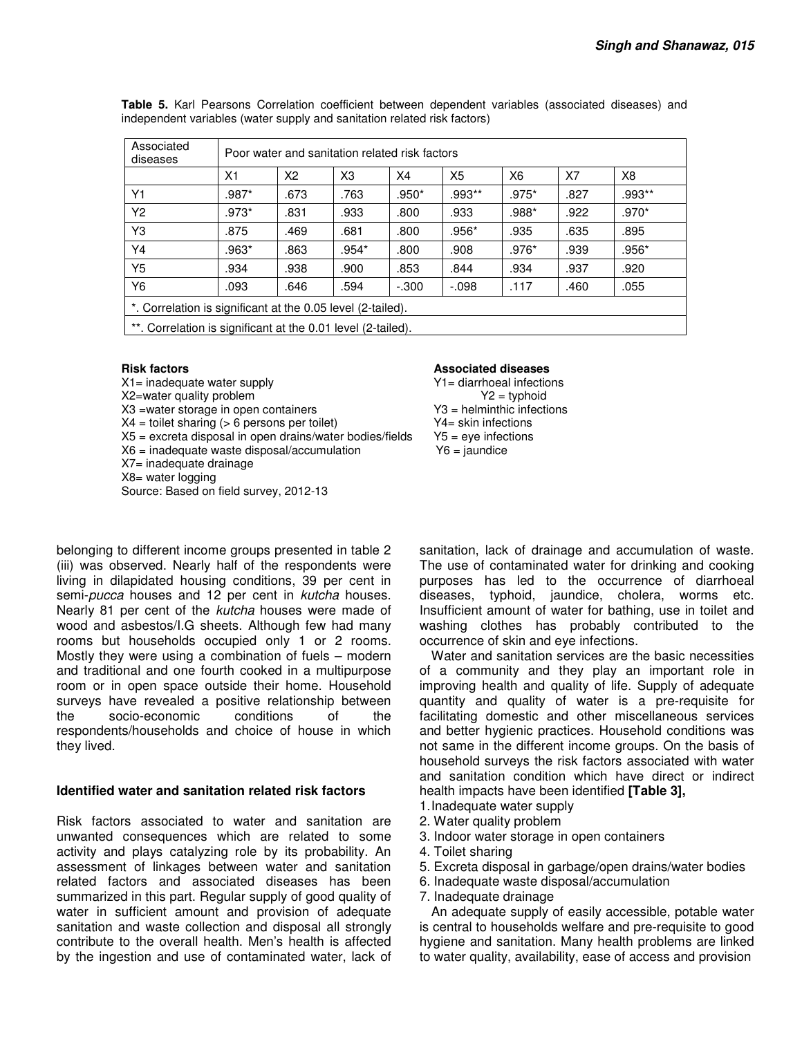**Table 5.** Karl Pearsons Correlation coefficient between dependent variables (associated diseases) and independent variables (water supply and sanitation related risk factors)

| Associated diseases | Poor water and sanitation related risk factors | | | | | | | |
|---|---|---|---|---|---|---|---|---|
| | X1 | X2 | X3 | X4 | X5 | X6 | X7 | X8 |
| Y1 | .987* | .673 | .763 | .950* | .993** | .975* | .827 | .993** |
| Y2 | .973* | .831 | .933 | .800 | .933 | .988* | .922 | .970* |
| Y3 | .875 | .469 | .681 | .800 | .956* | .935 | .635 | .895 |
| Y4 | .963* | .863 | .954* | .800 | .908 | .976* | .939 | .956* |
| Y5 | .934 | .938 | .900 | .853 | .844 | .934 | .937 | .920 |
| Y6 | .093 | .646 | .594 | -.300 | -.098 | .117 | .460 | .055 |
| *. Correlation is significant at the 0.05 level (2-tailed). | | | | | | | | |
| **. Correlation is significant at the 0.01 level (2-tailed). | | | | | | | | |

**Risk factors**
X1= inadequate water supply
X2=water quality problem
X3 =water storage in open containers
X4 = toilet sharing (> 6 persons per toilet)
X5 = excreta disposal in open drains/water bodies/fields
X6 = inadequate waste disposal/accumulation
X7= inadequate drainage
X8= water logging
Source: Based on field survey, 2012-13

**Associated diseases**
Y1= diarrhoeal infections
Y2 = typhoid
Y3 = helminthic infections
Y4= skin infections
Y5 = eye infections
Y6 = jaundice

belonging to different income groups presented in table 2 (iii) was observed. Nearly half of the respondents were living in dilapidated housing conditions, 39 per cent in semi-*pucca* houses and 12 per cent in *kutcha* houses. Nearly 81 per cent of the *kutcha* houses were made of wood and asbestos/I.G sheets. Although few had many rooms but households occupied only 1 or 2 rooms. Mostly they were using a combination of fuels – modern and traditional and one fourth cooked in a multipurpose room or in open space outside their home. Household surveys have revealed a positive relationship between the socio-economic conditions of the respondents/households and choice of house in which they lived.

### Identified water and sanitation related risk factors

Risk factors associated to water and sanitation are unwanted consequences which are related to some activity and plays catalyzing role by its probability. An assessment of linkages between water and sanitation related factors and associated diseases has been summarized in this part. Regular supply of good quality of water in sufficient amount and provision of adequate sanitation and waste collection and disposal all strongly contribute to the overall health. Men's health is affected by the ingestion and use of contaminated water, lack of sanitation, lack of drainage and accumulation of waste. The use of contaminated water for drinking and cooking purposes has led to the occurrence of diarrhoeal diseases, typhoid, jaundice, cholera, worms etc. Insufficient amount of water for bathing, use in toilet and washing clothes has probably contributed to the occurrence of skin and eye infections.

Water and sanitation services are the basic necessities of a community and they play an important role in improving health and quality of life. Supply of adequate quantity and quality of water is a pre-requisite for facilitating domestic and other miscellaneous services and better hygienic practices. Household conditions was not same in the different income groups. On the basis of household surveys the risk factors associated with water and sanitation condition which have direct or indirect health impacts have been identified **[Table 3],**

1. Inadequate water supply
2. Water quality problem
3. Indoor water storage in open containers
4. Toilet sharing
5. Excreta disposal in garbage/open drains/water bodies
6. Inadequate waste disposal/accumulation
7. Inadequate drainage

An adequate supply of easily accessible, potable water is central to households welfare and pre-requisite to good hygiene and sanitation. Many health problems are linked to water quality, availability, ease of access and provision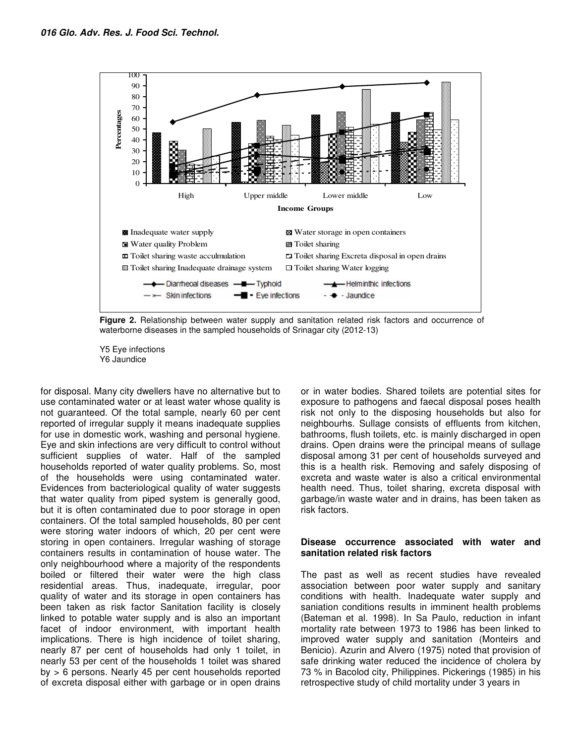**Figure 2.** Relationship between water supply and sanitation related risk factors and occurrence of waterborne diseases in the sampled households of Srinagar city (2012-13)

Y5 Eye infections
Y6 Jaundice

for disposal. Many city dwellers have no alternative but to use contaminated water or at least water whose quality is not guaranteed. Of the total sample, nearly 60 per cent reported of irregular supply it means inadequate supplies for use in domestic work, washing and personal hygiene. Eye and skin infections are very difficult to control without sufficient supplies of water. Half of the sampled households reported of water quality problems. So, most of the households were using contaminated water. Evidences from bacteriological quality of water suggests that water quality from piped system is generally good, but it is often contaminated due to poor storage in open containers. Of the total sampled households, 80 per cent were storing water indoors of which, 20 per cent were storing in open containers. Irregular washing of storage containers results in contamination of house water. The only neighbourhood where a majority of the respondents boiled or filtered their water were the high class residential areas. Thus, inadequate, irregular, poor quality of water and its storage in open containers has been taken as risk factor Sanitation facility is closely linked to potable water supply and is also an important facet of indoor environment, with important health implications. There is high incidence of toilet sharing, nearly 87 per cent of households had only 1 toilet, in nearly 53 per cent of the households 1 toilet was shared by > 6 persons. Nearly 45 per cent households reported of excreta disposal either with garbage or in open drains or in water bodies. Shared toilets are potential sites for exposure to pathogens and faecal disposal poses health risk not only to the disposing households but also for neighbourhs. Sullage consists of effluents from kitchen, bathrooms, flush toilets, etc. is mainly discharged in open drains. Open drains were the principal means of sullage disposal among 31 per cent of households surveyed and this is a health risk. Removing and safely disposing of excreta and waste water is also a critical environmental health need. Thus, toilet sharing, excreta disposal with garbage/in waste water and in drains, has been taken as risk factors.

### Disease occurrence associated with water and sanitation related risk factors

The past as well as recent studies have revealed association between poor water supply and sanitary conditions with health. Inadequate water supply and saniation conditions results in imminent health problems (Bateman et al. 1998). In Sa Paulo, reduction in infant mortality rate between 1973 to 1986 has been linked to improved water supply and sanitation (Monteirs and Benicio). Azurin and Alvero (1975) noted that provision of safe drinking water reduced the incidence of cholera by 73 % in Bacolod city, Philippines. Pickerings (1985) in his retrospective study of child mortality under 3 years in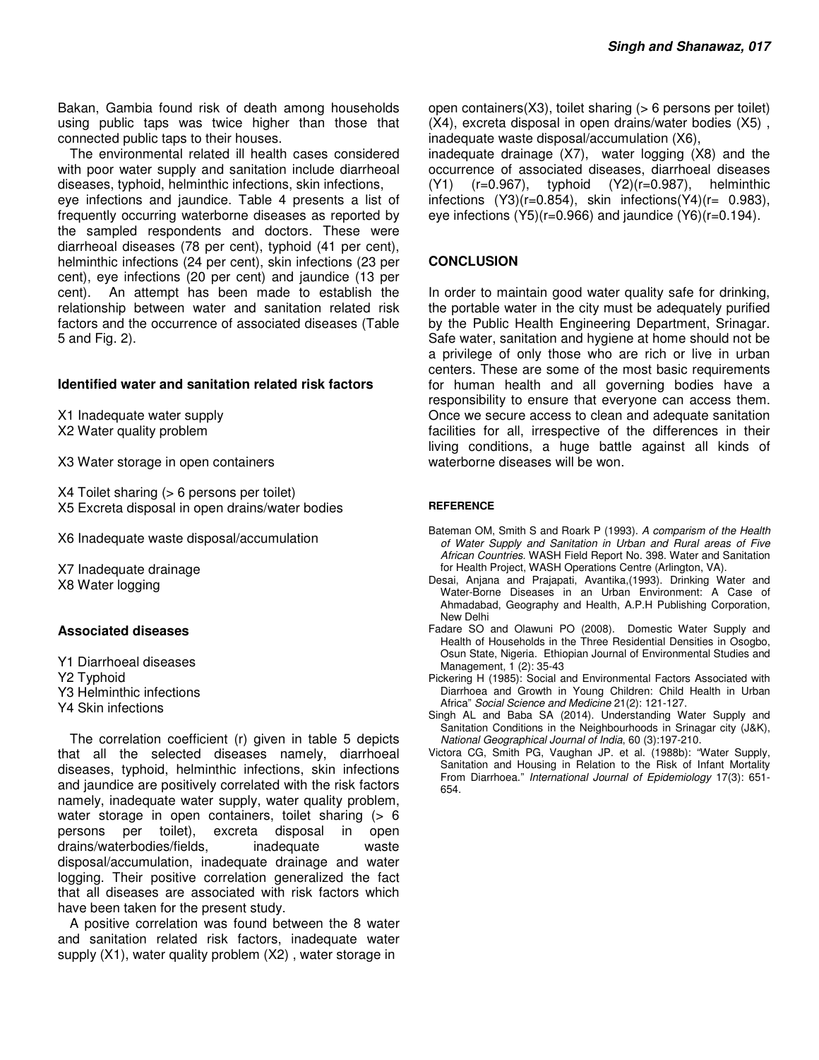Bakan, Gambia found risk of death among households using public taps was twice higher than those that connected public taps to their houses.

The environmental related ill health cases considered with poor water supply and sanitation include diarrheoal diseases, typhoid, helminthic infections, skin infections, eye infections and jaundice. Table 4 presents a list of frequently occurring waterborne diseases as reported by the sampled respondents and doctors. These were diarrheoal diseases (78 per cent), typhoid (41 per cent), helminthic infections (24 per cent), skin infections (23 per cent), eye infections (20 per cent) and jaundice (13 per cent). An attempt has been made to establish the relationship between water and sanitation related risk factors and the occurrence of associated diseases (Table 5 and Fig. 2).

**Identified water and sanitation related risk factors**

X1 Inadequate water supply
X2 Water quality problem

X3 Water storage in open containers

X4 Toilet sharing (> 6 persons per toilet)
X5 Excreta disposal in open drains/water bodies

X6 Inadequate waste disposal/accumulation

X7 Inadequate drainage
X8 Water logging

**Associated diseases**

Y1 Diarrhoeal diseases
Y2 Typhoid
Y3 Helminthic infections
Y4 Skin infections

The correlation coefficient (r) given in table 5 depicts that all the selected diseases namely, diarrhoeal diseases, typhoid, helminthic infections, skin infections and jaundice are positively correlated with the risk factors namely, inadequate water supply, water quality problem, water storage in open containers, toilet sharing (> 6 persons per toilet), excreta disposal in open drains/waterbodies/fields, inadequate waste disposal/accumulation, inadequate drainage and water logging. Their positive correlation generalized the fact that all diseases are associated with risk factors which have been taken for the present study.

A positive correlation was found between the 8 water and sanitation related risk factors, inadequate water supply (X1), water quality problem (X2) , water storage in open containers(X3), toilet sharing (> 6 persons per toilet) (X4), excreta disposal in open drains/water bodies (X5) , inadequate waste disposal/accumulation (X6), inadequate drainage (X7), water logging (X8) and the occurrence of associated diseases, diarrhoeal diseases (Y1) (r=0.967), typhoid (Y2)(r=0.987), helminthic infections (Y3)(r=0.854), skin infections(Y4)(r= 0.983), eye infections (Y5)(r=0.966) and jaundice (Y6)(r=0.194).

## CONCLUSION

In order to maintain good water quality safe for drinking, the portable water in the city must be adequately purified by the Public Health Engineering Department, Srinagar. Safe water, sanitation and hygiene at home should not be a privilege of only those who are rich or live in urban centers. These are some of the most basic requirements for human health and all governing bodies have a responsibility to ensure that everyone can access them. Once we secure access to clean and adequate sanitation facilities for all, irrespective of the differences in their living conditions, a huge battle against all kinds of waterborne diseases will be won.

#### REFERENCE

Bateman OM, Smith S and Roark P (1993). *A comparism of the Health of Water Supply and Sanitation in Urban and Rural areas of Five African Countries.* WASH Field Report No. 398. Water and Sanitation for Health Project, WASH Operations Centre (Arlington, VA).

Desai, Anjana and Prajapati, Avantika,(1993). Drinking Water and Water-Borne Diseases in an Urban Environment: A Case of Ahmadabad, Geography and Health, A.P.H Publishing Corporation, New Delhi

Fadare SO and Olawuni PO (2008). Domestic Water Supply and Health of Households in the Three Residential Densities in Osogbo, Osun State, Nigeria. Ethiopian Journal of Environmental Studies and Management, 1 (2): 35-43

Pickering H (1985): Social and Environmental Factors Associated with Diarrhoea and Growth in Young Children: Child Health in Urban Africa" *Social Science and Medicine* 21(2): 121-127.

Singh AL and Baba SA (2014). Understanding Water Supply and Sanitation Conditions in the Neighbourhoods in Srinagar city (J&K), *National Geographical Journal of India*, 60 (3):197-210.

Victora CG, Smith PG, Vaughan JP. et al. (1988b): "Water Supply, Sanitation and Housing in Relation to the Risk of Infant Mortality From Diarrhoea." *International Journal of Epidemiology* 17(3): 651-654.